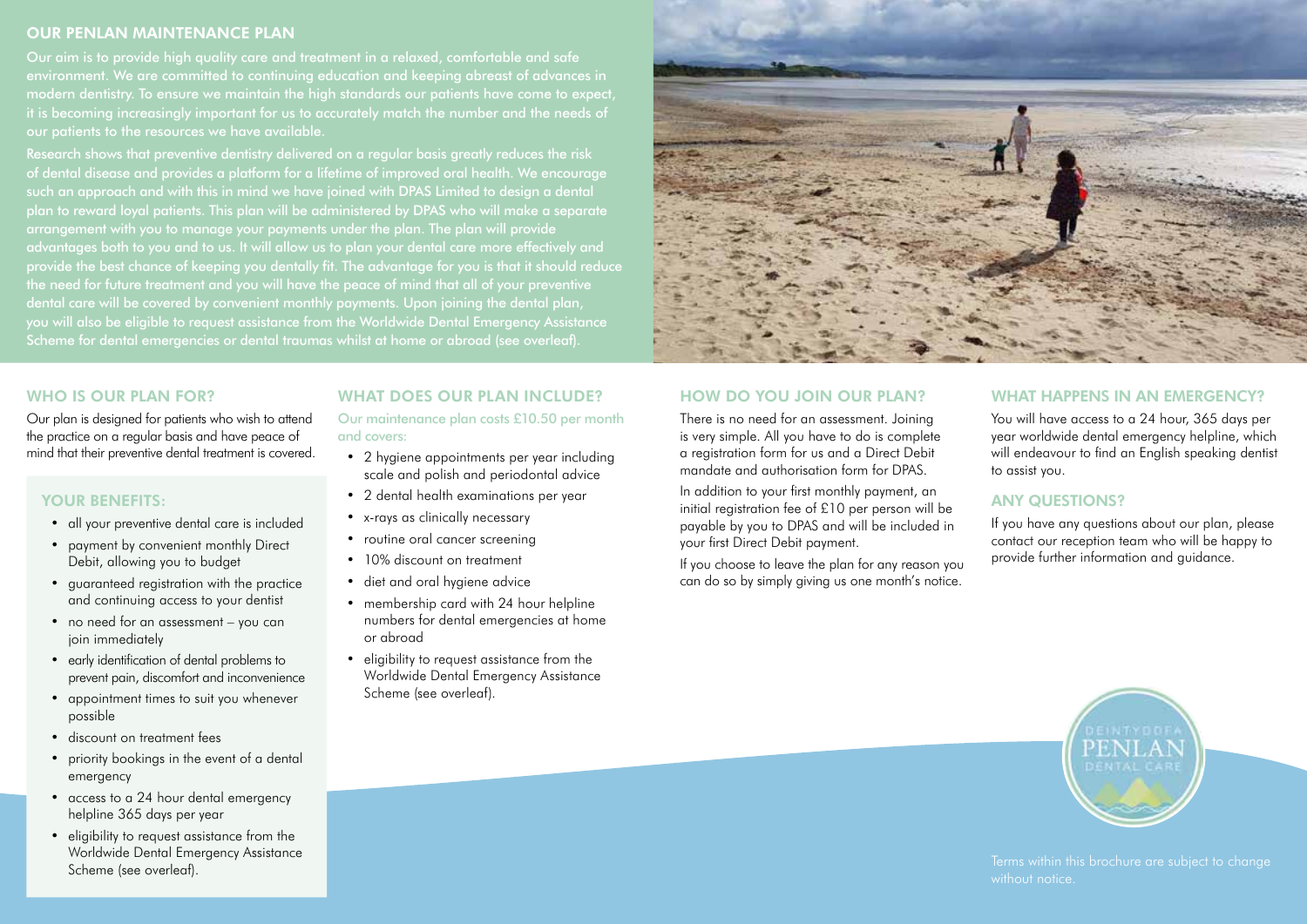## OUR PENLAN MAINTENANCE PLAN

Our aim is to provide high quality care and treatment in a relaxed, comfortable and safe environment. We are committed to continuing education and keeping abreast of advances in modern dentistry. To ensure we maintain the high standards our patients have come to expect, it is becoming increasingly important for us to accurately match the number and the needs of our patients to the resources we have available.

Research shows that preventive dentistry delivered on a regular basis greatly reduces the risk of dental disease and provides a platform for a lifetime of improved oral health. We encourage such an approach and with this in mind we have joined with DPAS Limited to design a dental plan to reward loyal patients. This plan will be administered by DPAS who will make a separate arrangement with you to manage your payments under the plan. The plan will provide advantages both to you and to us. It will allow us to plan your dental care more effectively and provide the best chance of keeping you dentally fit. The advantage for you is that it should reduce the need for future treatment and you will have the peace of mind that all of your preventive dental care will be covered by convenient monthly payments. Upon joining the dental plan, you will also be eligible to request assistance from the Worldwide Dental Emergency Assistance Scheme for dental emergencies or dental traumas whilst at home or abroad (see overleaf).

### WHO IS OUR PLAN FOR?

Our plan is designed for patients who wish to attend the practice on a regular basis and have peace of mind that their preventive dental treatment is covered.

### YOUR BENEFITS:

- all your preventive dental care is included
- payment by convenient monthly Direct Debit, allowing you to budget
- guaranteed registration with the practice and continuing access to your dentist
- no need for an assessment – you can join immediately
- early identification of dental problems to prevent pain, discomfort and inconvenience
- appointment times to suit you whenever possible
- discount on treatment fees
- priority bookings in the event of a dental emergency
- access to a 24 hour dental emergency helpline 365 days per year
- eligibility to request assistance from the Worldwide Dental Emergency Assistance Scheme (see overleaf).

### WHAT DOES OUR PLAN INCLUDE?

Our maintenance plan costs £10.50 per month and covers:

- 2 hygiene appointments per year including scale and polish and periodontal advice
- 2 dental health examinations per year
- x-rays as clinically necessary
- routine oral cancer screening
- 10% discount on treatment
- diet and oral hygiene advice
- membership card with 24 hour helpline numbers for dental emergencies at home or abroad
- eligibility to request assistance from the Worldwide Dental Emergency Assistance Scheme (see overleaf).

### HOW DO YOU JOIN OUR PLAN?

There is no need for an assessment. Joining is very simple. All you have to do is complete a registration form for us and a Direct Debit mandate and authorisation form for DPAS.

In addition to your first monthly payment, an initial registration fee of £10 per person will be payable by you to DPAS and will be included in your first Direct Debit payment.

If you choose to leave the plan for any reason you can do so by simply giving us one month's notice.

### WHAT HAPPENS IN AN EMERGENCY?

You will have access to a 24 hour, 365 days per year worldwide dental emergency helpline, which will endeavour to find an English speaking dentist to assist you.

### ANY QUESTIONS?

If you have any questions about our plan, please contact our reception team who will be happy to provide further information and guidance.

DEINTYDDFA PENLAN DENTAL CARE

Terms within this brochure are subject to change without notice.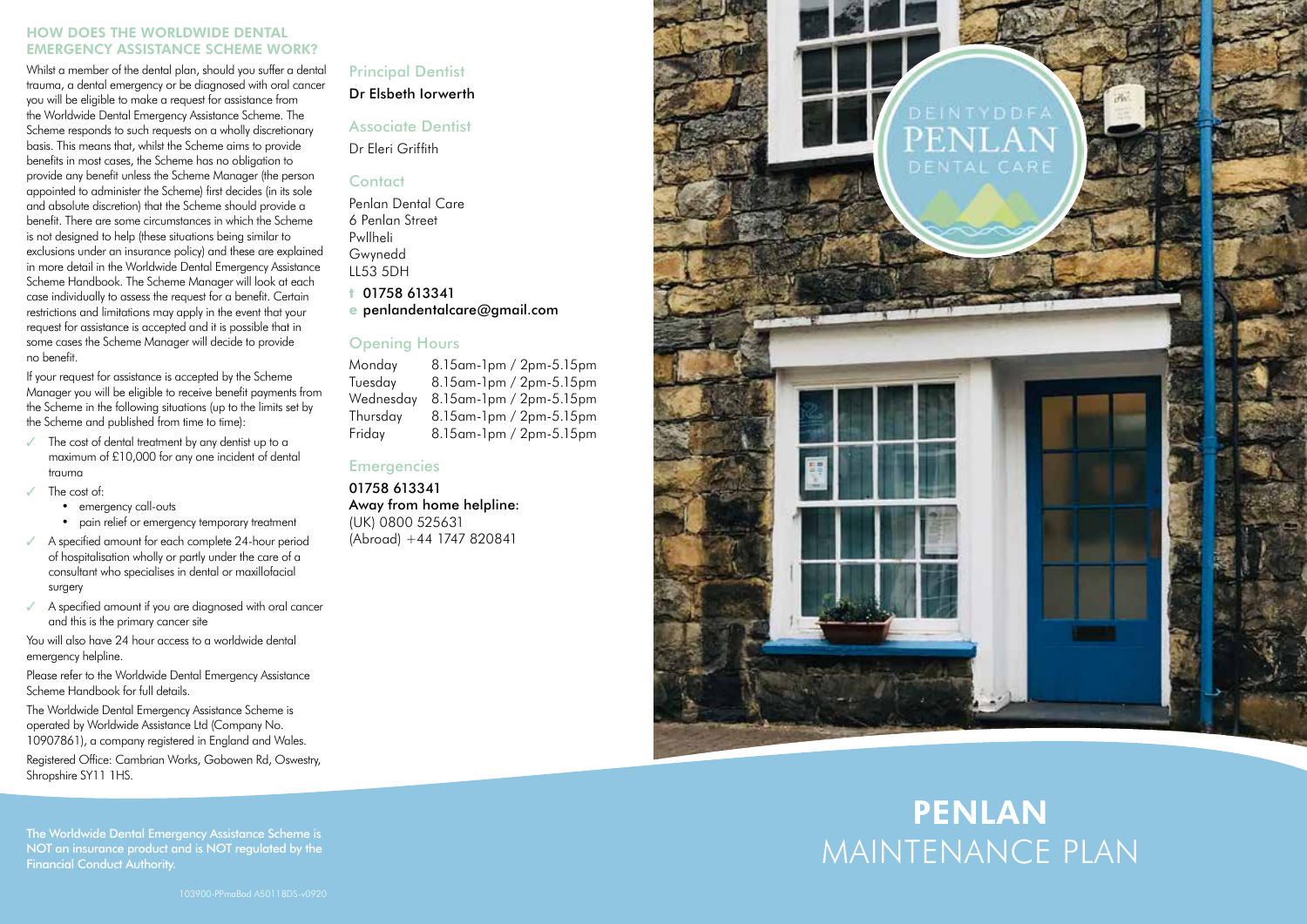## HOW DOES THE WORLDWIDE DENTAL EMERGENCY ASSISTANCE SCHEME WORK?

Whilst a member of the dental plan, should you suffer a dental trauma, a dental emergency or be diagnosed with oral cancer you will be eligible to make a request for assistance from the Worldwide Dental Emergency Assistance Scheme. The Scheme responds to such requests on a wholly discretionary basis. This means that, whilst the Scheme aims to provide benefits in most cases, the Scheme has no obligation to provide any benefit unless the Scheme Manager (the person appointed to administer the Scheme) first decides (in its sole and absolute discretion) that the Scheme should provide a benefit. There are some circumstances in which the Scheme is not designed to help (these situations being similar to exclusions under an insurance policy) and these are explained in more detail in the Worldwide Dental Emergency Assistance Scheme Handbook. The Scheme Manager will look at each case individually to assess the request for a benefit. Certain restrictions and limitations may apply in the event that your request for assistance is accepted and it is possible that in some cases the Scheme Manager will decide to provide no benefit.

If your request for assistance is accepted by the Scheme Manager you will be eligible to receive benefit payments from the Scheme in the following situations (up to the limits set by the Scheme and published from time to time):

- ✓ The cost of dental treatment by any dentist up to a maximum of £10,000 for any one incident of dental trauma
- ✓ The cost of:
  - emergency call-outs
  - pain relief or emergency temporary treatment
- ✓ A specified amount for each complete 24-hour period of hospitalisation wholly or partly under the care of a consultant who specialises in dental or maxillofacial surgery
- ✓ A specified amount if you are diagnosed with oral cancer and this is the primary cancer site

You will also have 24 hour access to a worldwide dental emergency helpline.

Please refer to the Worldwide Dental Emergency Assistance Scheme Handbook for full details.

The Worldwide Dental Emergency Assistance Scheme is operated by Worldwide Assistance Ltd (Company No. 10907861), a company registered in England and Wales.

Registered Office: Cambrian Works, Gobowen Rd, Oswestry, Shropshire SY11 1HS.

**The Worldwide Dental Emergency Assistance Scheme is NOT an insurance product and is NOT regulated by the Financial Conduct Authority.**

103900-PPmaBad A50118DS-v0920

### Principal Dentist

**Dr Elsbeth Iorwerth**

### Associate Dentist

Dr Eleri Griffith

### Contact

Penlan Dental Care
6 Penlan Street
Pwllheli
Gwynedd
LL53 5DH

**t** 01758 613341
**e** penlandentalcare@gmail.com

### Opening Hours

| | |
|---|---|
| Monday | 8.15am-1pm / 2pm-5.15pm |
| Tuesday | 8.15am-1pm / 2pm-5.15pm |
| Wednesday | 8.15am-1pm / 2pm-5.15pm |
| Thursday | 8.15am-1pm / 2pm-5.15pm |
| Friday | 8.15am-1pm / 2pm-5.15pm |

### Emergencies

**01758 613341**
**Away from home helpline:**
(UK) 0800 525631
(Abroad) +44 1747 820841

# PENLAN
# MAINTENANCE PLAN